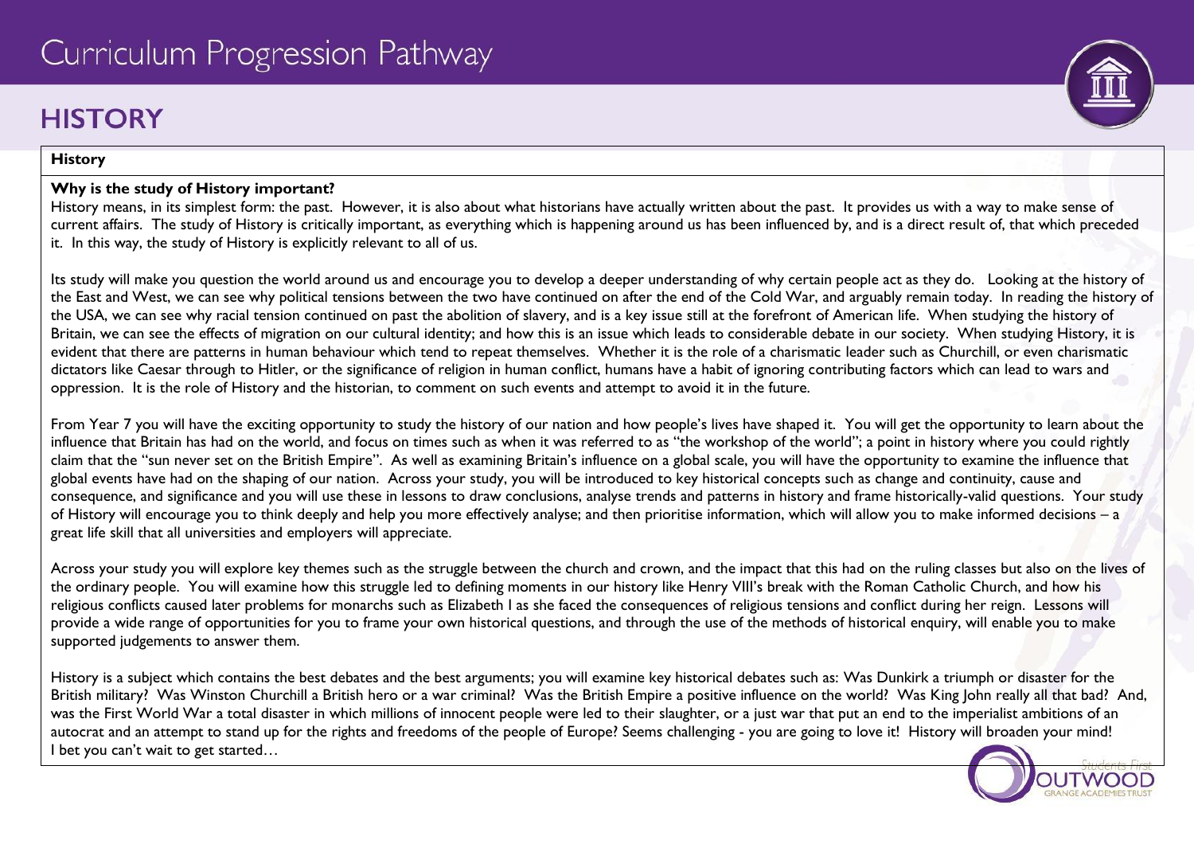# Curriculum Progression Pathway

## HISTORY

**History**

**Why is the study of History important?**

History means, in its simplest form: the past. However, it is also about what historians have actually written about the past. It provides us with a way to make sense of current affairs. The study of History is critically important, as everything which is happening around us has been influenced by, and is a direct result of, that which preceded it. In this way, the study of History is explicitly relevant to all of us.

Its study will make you question the world around us and encourage you to develop a deeper understanding of why certain people act as they do. Looking at the history of the East and West, we can see why political tensions between the two have continued on after the end of the Cold War, and arguably remain today. In reading the history of the USA, we can see why racial tension continued on past the abolition of slavery, and is a key issue still at the forefront of American life. When studying the history of Britain, we can see the effects of migration on our cultural identity; and how this is an issue which leads to considerable debate in our society. When studying History, it is evident that there are patterns in human behaviour which tend to repeat themselves. Whether it is the role of a charismatic leader such as Churchill, or even charismatic dictators like Caesar through to Hitler, or the significance of religion in human conflict, humans have a habit of ignoring contributing factors which can lead to wars and oppression. It is the role of History and the historian, to comment on such events and attempt to avoid it in the future.

From Year 7 you will have the exciting opportunity to study the history of our nation and how people's lives have shaped it. You will get the opportunity to learn about the influence that Britain has had on the world, and focus on times such as when it was referred to as "the workshop of the world"; a point in history where you could rightly claim that the "sun never set on the British Empire". As well as examining Britain's influence on a global scale, you will have the opportunity to examine the influence that global events have had on the shaping of our nation. Across your study, you will be introduced to key historical concepts such as change and continuity, cause and consequence, and significance and you will use these in lessons to draw conclusions, analyse trends and patterns in history and frame historically-valid questions. Your study of History will encourage you to think deeply and help you more effectively analyse; and then prioritise information, which will allow you to make informed decisions – a great life skill that all universities and employers will appreciate.

Across your study you will explore key themes such as the struggle between the church and crown, and the impact that this had on the ruling classes but also on the lives of the ordinary people. You will examine how this struggle led to defining moments in our history like Henry VIII's break with the Roman Catholic Church, and how his religious conflicts caused later problems for monarchs such as Elizabeth I as she faced the consequences of religious tensions and conflict during her reign. Lessons will provide a wide range of opportunities for you to frame your own historical questions, and through the use of the methods of historical enquiry, will enable you to make supported judgements to answer them.

History is a subject which contains the best debates and the best arguments; you will examine key historical debates such as: Was Dunkirk a triumph or disaster for the British military? Was Winston Churchill a British hero or a war criminal? Was the British Empire a positive influence on the world? Was King John really all that bad? And, was the First World War a total disaster in which millions of innocent people were led to their slaughter, or a just war that put an end to the imperialist ambitions of an autocrat and an attempt to stand up for the rights and freedoms of the people of Europe? Seems challenging - you are going to love it! History will broaden your mind! I bet you can't wait to get started…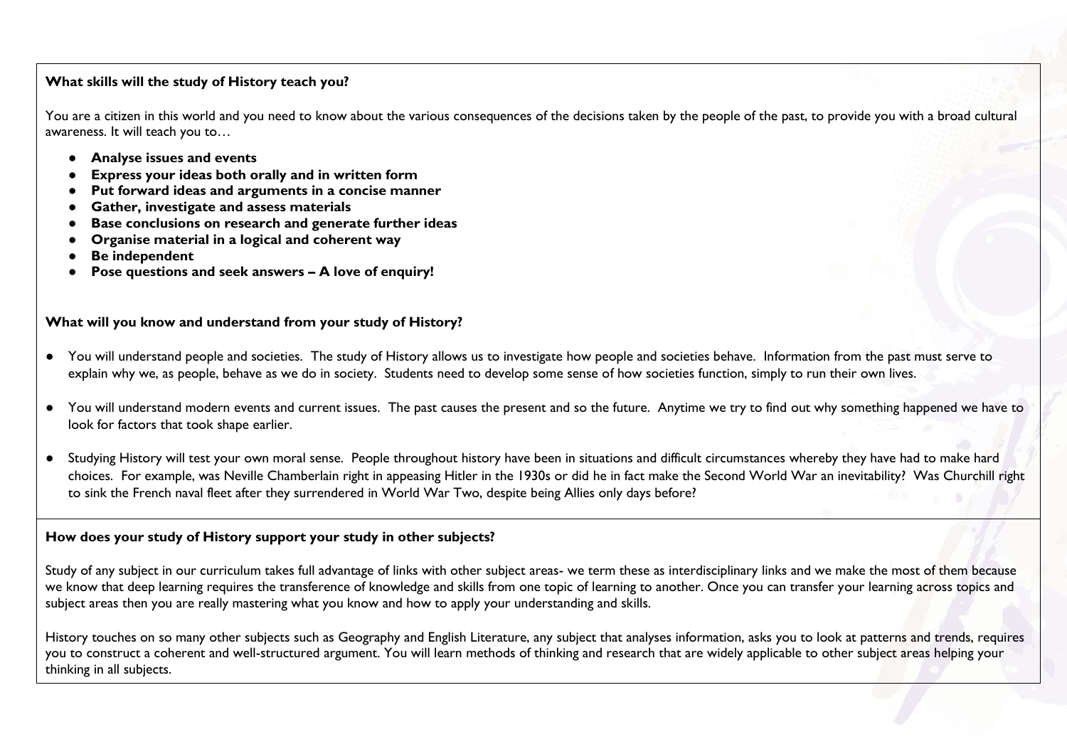**What skills will the study of History teach you?**

You are a citizen in this world and you need to know about the various consequences of the decisions taken by the people of the past, to provide you with a broad cultural awareness. It will teach you to…

- **Analyse issues and events**
- **Express your ideas both orally and in written form**
- **Put forward ideas and arguments in a concise manner**
- **Gather, investigate and assess materials**
- **Base conclusions on research and generate further ideas**
- **Organise material in a logical and coherent way**
- **Be independent**
- **Pose questions and seek answers – A love of enquiry!**

**What will you know and understand from your study of History?**

- You will understand people and societies. The study of History allows us to investigate how people and societies behave. Information from the past must serve to explain why we, as people, behave as we do in society. Students need to develop some sense of how societies function, simply to run their own lives.
- You will understand modern events and current issues. The past causes the present and so the future. Anytime we try to find out why something happened we have to look for factors that took shape earlier.
- Studying History will test your own moral sense. People throughout history have been in situations and difficult circumstances whereby they have had to make hard choices. For example, was Neville Chamberlain right in appeasing Hitler in the 1930s or did he in fact make the Second World War an inevitability? Was Churchill right to sink the French naval fleet after they surrendered in World War Two, despite being Allies only days before?

**How does your study of History support your study in other subjects?**

Study of any subject in our curriculum takes full advantage of links with other subject areas- we term these as interdisciplinary links and we make the most of them because we know that deep learning requires the transference of knowledge and skills from one topic of learning to another. Once you can transfer your learning across topics and subject areas then you are really mastering what you know and how to apply your understanding and skills.

History touches on so many other subjects such as Geography and English Literature, any subject that analyses information, asks you to look at patterns and trends, requires you to construct a coherent and well-structured argument. You will learn methods of thinking and research that are widely applicable to other subject areas helping your thinking in all subjects.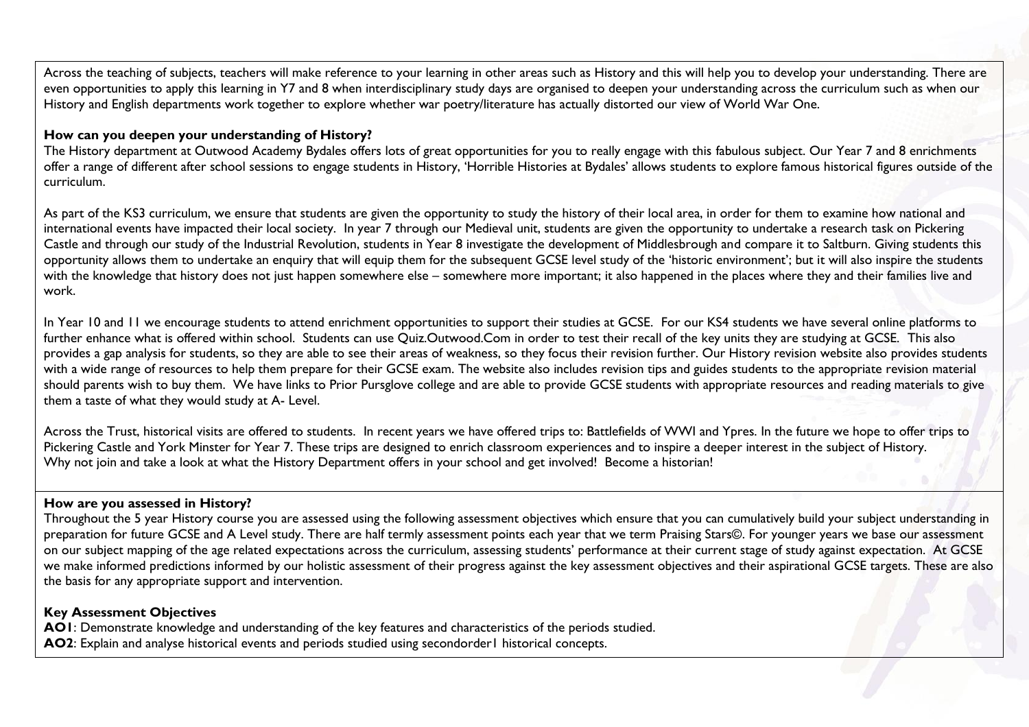Across the teaching of subjects, teachers will make reference to your learning in other areas such as History and this will help you to develop your understanding. There are even opportunities to apply this learning in Y7 and 8 when interdisciplinary study days are organised to deepen your understanding across the curriculum such as when our History and English departments work together to explore whether war poetry/literature has actually distorted our view of World War One.

**How can you deepen your understanding of History?**

The History department at Outwood Academy Bydales offers lots of great opportunities for you to really engage with this fabulous subject. Our Year 7 and 8 enrichments offer a range of different after school sessions to engage students in History, 'Horrible Histories at Bydales' allows students to explore famous historical figures outside of the curriculum.

As part of the KS3 curriculum, we ensure that students are given the opportunity to study the history of their local area, in order for them to examine how national and international events have impacted their local society. In year 7 through our Medieval unit, students are given the opportunity to undertake a research task on Pickering Castle and through our study of the Industrial Revolution, students in Year 8 investigate the development of Middlesbrough and compare it to Saltburn. Giving students this opportunity allows them to undertake an enquiry that will equip them for the subsequent GCSE level study of the 'historic environment'; but it will also inspire the students with the knowledge that history does not just happen somewhere else – somewhere more important; it also happened in the places where they and their families live and work.

In Year 10 and 11 we encourage students to attend enrichment opportunities to support their studies at GCSE. For our KS4 students we have several online platforms to further enhance what is offered within school. Students can use Quiz.Outwood.Com in order to test their recall of the key units they are studying at GCSE. This also provides a gap analysis for students, so they are able to see their areas of weakness, so they focus their revision further. Our History revision website also provides students with a wide range of resources to help them prepare for their GCSE exam. The website also includes revision tips and guides students to the appropriate revision material should parents wish to buy them. We have links to Prior Pursglove college and are able to provide GCSE students with appropriate resources and reading materials to give them a taste of what they would study at A- Level.

Across the Trust, historical visits are offered to students. In recent years we have offered trips to: Battlefields of WWI and Ypres. In the future we hope to offer trips to Pickering Castle and York Minster for Year 7. These trips are designed to enrich classroom experiences and to inspire a deeper interest in the subject of History.
Why not join and take a look at what the History Department offers in your school and get involved! Become a historian!

**How are you assessed in History?**

Throughout the 5 year History course you are assessed using the following assessment objectives which ensure that you can cumulatively build your subject understanding in preparation for future GCSE and A Level study. There are half termly assessment points each year that we term Praising Stars©. For younger years we base our assessment on our subject mapping of the age related expectations across the curriculum, assessing students' performance at their current stage of study against expectation. At GCSE we make informed predictions informed by our holistic assessment of their progress against the key assessment objectives and their aspirational GCSE targets. These are also the basis for any appropriate support and intervention.

**Key Assessment Objectives**

**AO1**: Demonstrate knowledge and understanding of the key features and characteristics of the periods studied.
**AO2**: Explain and analyse historical events and periods studied using secondorder1 historical concepts.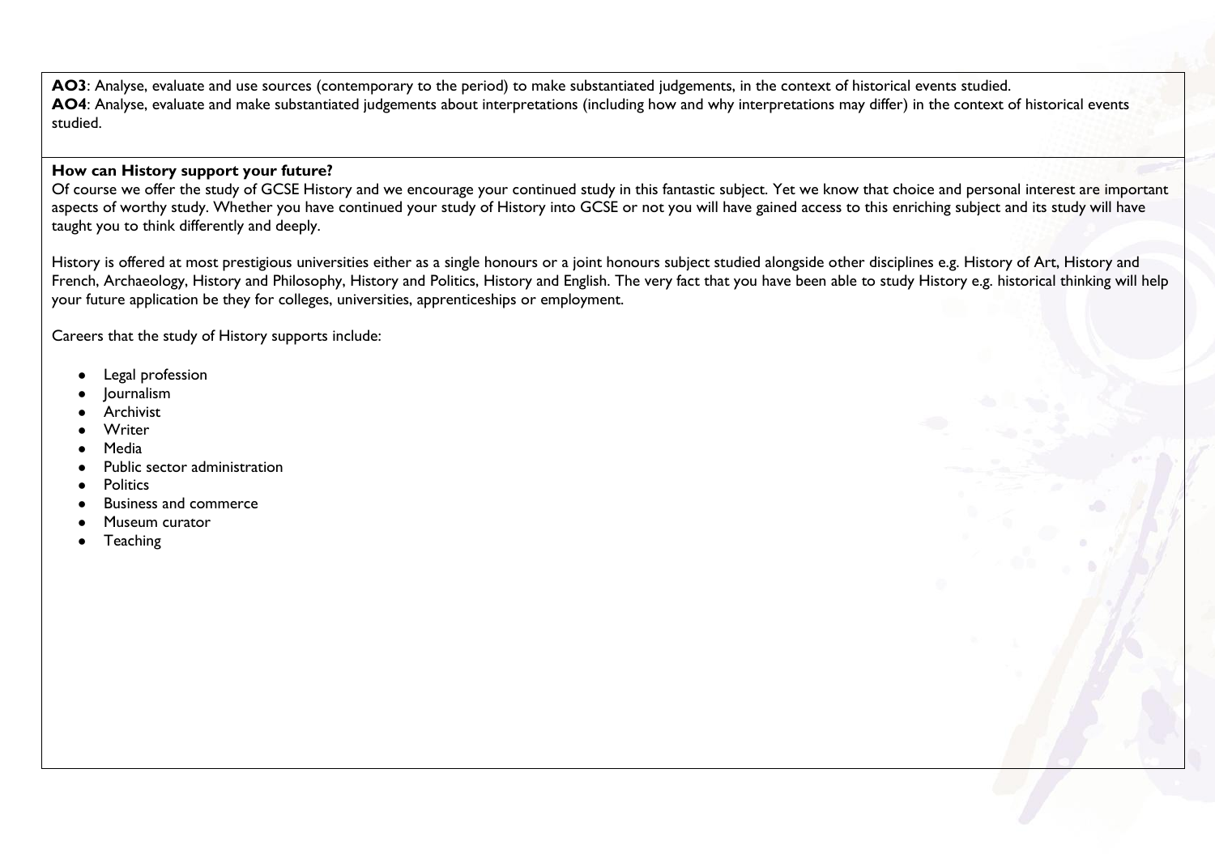**AO3**: Analyse, evaluate and use sources (contemporary to the period) to make substantiated judgements, in the context of historical events studied.
**AO4**: Analyse, evaluate and make substantiated judgements about interpretations (including how and why interpretations may differ) in the context of historical events studied.

**How can History support your future?**

Of course we offer the study of GCSE History and we encourage your continued study in this fantastic subject. Yet we know that choice and personal interest are important aspects of worthy study. Whether you have continued your study of History into GCSE or not you will have gained access to this enriching subject and its study will have taught you to think differently and deeply.

History is offered at most prestigious universities either as a single honours or a joint honours subject studied alongside other disciplines e.g. History of Art, History and French, Archaeology, History and Philosophy, History and Politics, History and English. The very fact that you have been able to study History e.g. historical thinking will help your future application be they for colleges, universities, apprenticeships or employment.

Careers that the study of History supports include:

- Legal profession
- Journalism
- Archivist
- Writer
- Media
- Public sector administration
- Politics
- Business and commerce
- Museum curator
- Teaching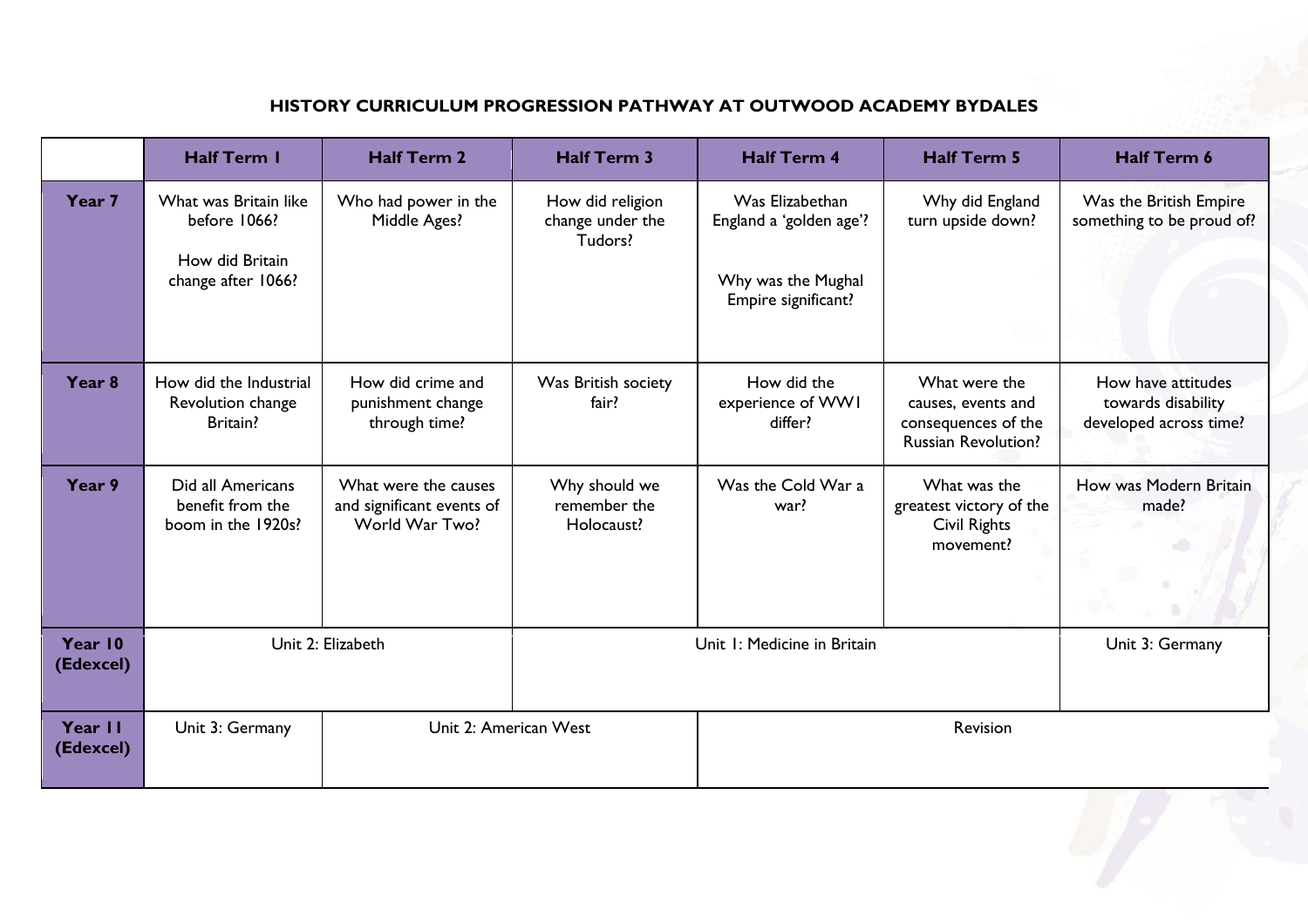# HISTORY CURRICULUM PROGRESSION PATHWAY AT OUTWOOD ACADEMY BYDALES

| | Half Term 1 | Half Term 2 | Half Term 3 | Half Term 4 | Half Term 5 | Half Term 6 |
|---|---|---|---|---|---|---|
| **Year 7** | What was Britain like before 1066?<br><br>How did Britain change after 1066? | Who had power in the Middle Ages? | How did religion change under the Tudors? | Was Elizabethan England a 'golden age'?<br><br>Why was the Mughal Empire significant? | Why did England turn upside down? | Was the British Empire something to be proud of? |
| **Year 8** | How did the Industrial Revolution change Britain? | How did crime and punishment change through time? | Was British society fair? | How did the experience of WW1 differ? | What were the causes, events and consequences of the Russian Revolution? | How have attitudes towards disability developed across time? |
| **Year 9** | Did all Americans benefit from the boom in the 1920s? | What were the causes and significant events of World War Two? | Why should we remember the Holocaust? | Was the Cold War a war? | What was the greatest victory of the Civil Rights movement? | How was Modern Britain made? |
| **Year 10 (Edexcel)** | Unit 2: Elizabeth | | Unit 1: Medicine in Britain | | | Unit 3: Germany |
| **Year 11 (Edexcel)** | Unit 3: Germany | Unit 2: American West | | Revision | | |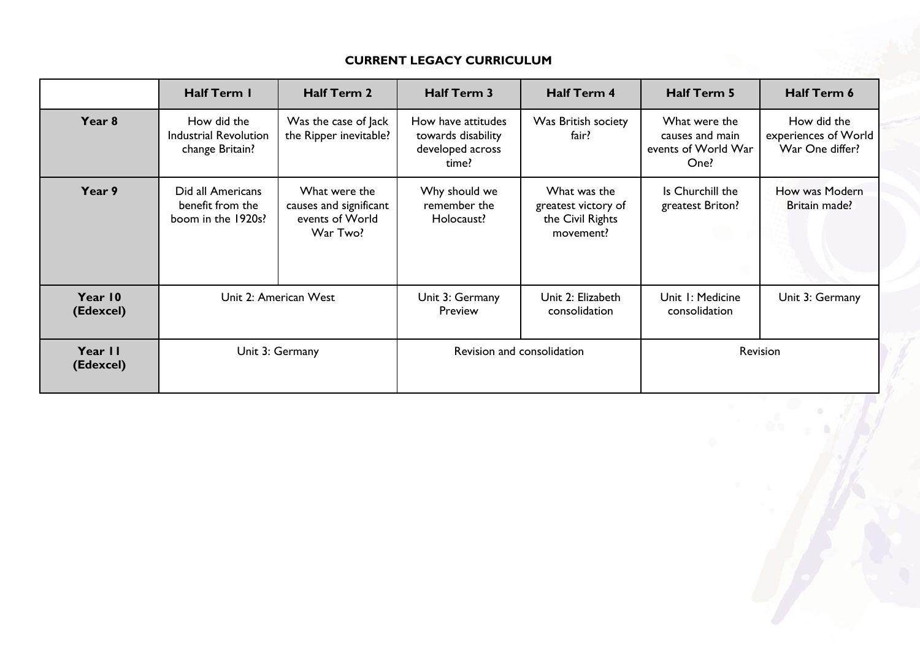**CURRENT LEGACY CURRICULUM**

| | Half Term 1 | Half Term 2 | Half Term 3 | Half Term 4 | Half Term 5 | Half Term 6 |
|---|---|---|---|---|---|---|
| **Year 8** | How did the Industrial Revolution change Britain? | Was the case of Jack the Ripper inevitable? | How have attitudes towards disability developed across time? | Was British society fair? | What were the causes and main events of World War One? | How did the experiences of World War One differ? |
| **Year 9** | Did all Americans benefit from the boom in the 1920s? | What were the causes and significant events of World War Two? | Why should we remember the Holocaust? | What was the greatest victory of the Civil Rights movement? | Is Churchill the greatest Briton? | How was Modern Britain made? |
| **Year 10 (Edexcel)** | Unit 2: American West | | Unit 3: Germany Preview | Unit 2: Elizabeth consolidation | Unit 1: Medicine consolidation | Unit 3: Germany |
| **Year 11 (Edexcel)** | Unit 3: Germany | | Revision and consolidation | | Revision | |